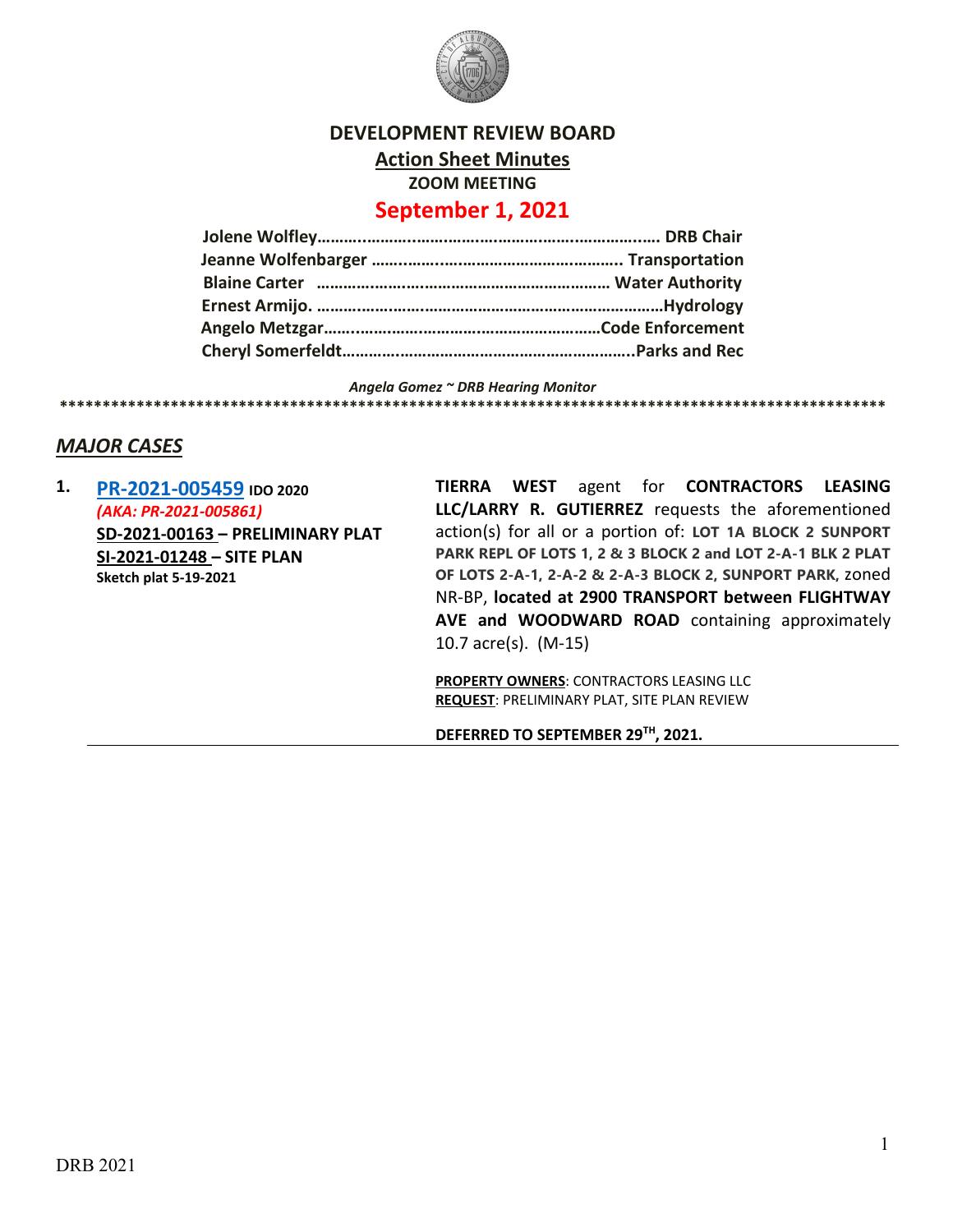# DEVELOPMENT REVIEW BOARD

## Action Sheet Minutes

**ZOOM MEETING**

## September 1, 2021

**Jolene Wolfley………………………………………………………… DRB Chair**
**Jeanne Wolfenbarger ……………………………………………….. Transportation**
**Blaine Carter ………………………………………………………… Water Authority**
**Ernest Armijo. ……………………………………………………………Hydrology**
**Angelo Metzgar……………………………………………………Code Enforcement**
**Cheryl Somerfeldt………………………………………………………..Parks and Rec**

*Angela Gomez ~ DRB Hearing Monitor*

****************************************************************************************************

## *MAJOR CASES*

**1. PR-2021-005459 IDO 2020**
*(AKA: PR-2021-005861)*
**SD-2021-00163 – PRELIMINARY PLAT**
**SI-2021-01248 – SITE PLAN**
**Sketch plat 5-19-2021**

**TIERRA WEST** agent for **CONTRACTORS LEASING LLC/LARRY R. GUTIERREZ** requests the aforementioned action(s) for all or a portion of: **LOT 1A BLOCK 2 SUNPORT PARK REPL OF LOTS 1, 2 & 3 BLOCK 2 and LOT 2-A-1 BLK 2 PLAT OF LOTS 2-A-1, 2-A-2 & 2-A-3 BLOCK 2, SUNPORT PARK**, zoned NR-BP, **located at 2900 TRANSPORT between FLIGHTWAY AVE and WOODWARD ROAD** containing approximately 10.7 acre(s). (M-15)

**PROPERTY OWNERS**: CONTRACTORS LEASING LLC
**REQUEST**: PRELIMINARY PLAT, SITE PLAN REVIEW

**DEFERRED TO SEPTEMBER 29TH, 2021.**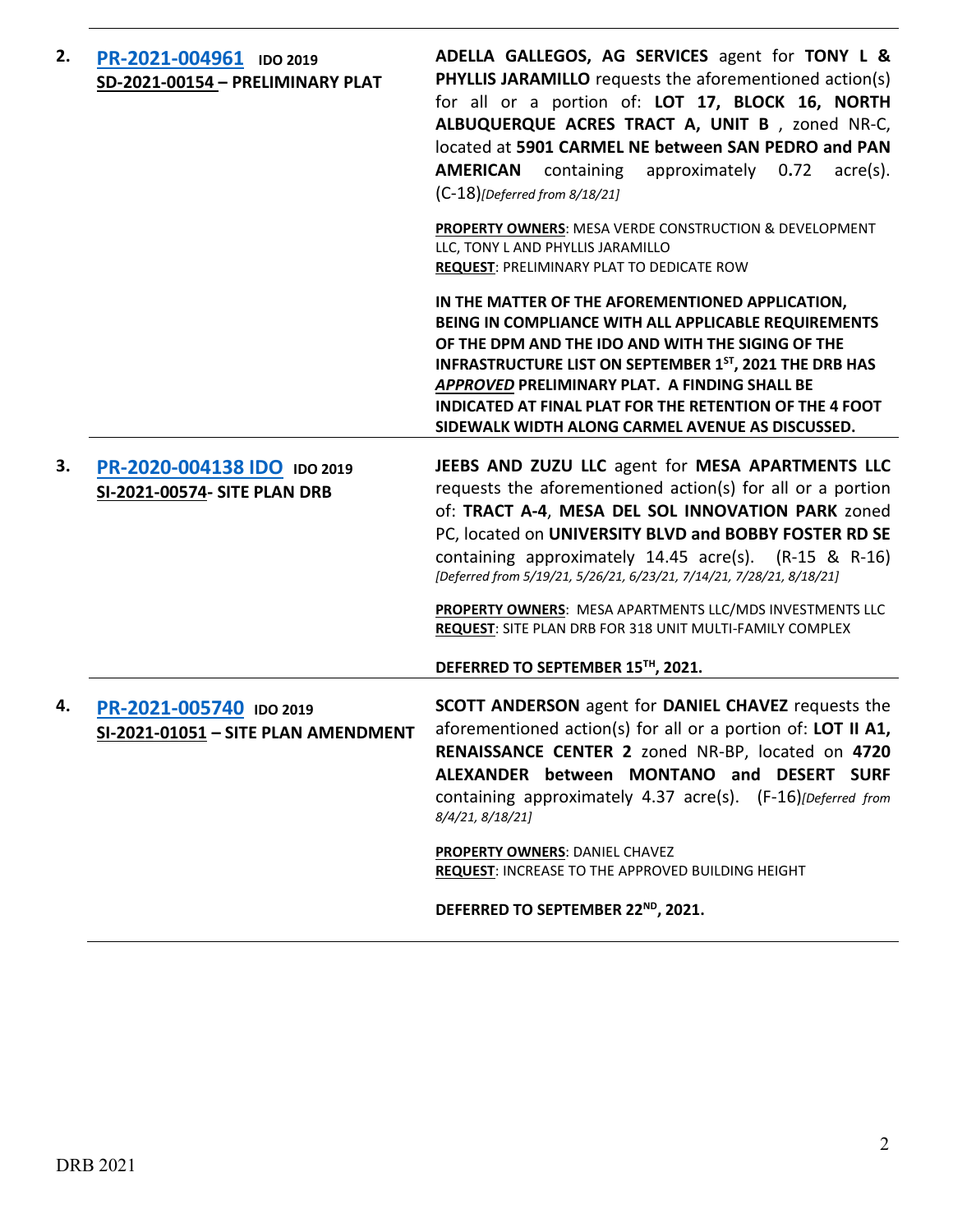**2.** **[PR-2021-004961](#)** **IDO 2019**
**SD-2021-00154 – PRELIMINARY PLAT**

**ADELLA GALLEGOS, AG SERVICES** agent for **TONY L & PHYLLIS JARAMILLO** requests the aforementioned action(s) for all or a portion of: **LOT 17, BLOCK 16, NORTH ALBUQUERQUE ACRES TRACT A, UNIT B** , zoned NR-C, located at **5901 CARMEL NE between SAN PEDRO and PAN AMERICAN** containing approximately 0**.**72 acre(s). (C-18)*[Deferred from 8/18/21]*

**PROPERTY OWNERS**: MESA VERDE CONSTRUCTION & DEVELOPMENT LLC, TONY L AND PHYLLIS JARAMILLO
**REQUEST**: PRELIMINARY PLAT TO DEDICATE ROW

**IN THE MATTER OF THE AFOREMENTIONED APPLICATION, BEING IN COMPLIANCE WITH ALL APPLICABLE REQUIREMENTS OF THE DPM AND THE IDO AND WITH THE SIGING OF THE INFRASTRUCTURE LIST ON SEPTEMBER 1ST, 2021 THE DRB HAS *APPROVED* PRELIMINARY PLAT. A FINDING SHALL BE INDICATED AT FINAL PLAT FOR THE RETENTION OF THE 4 FOOT SIDEWALK WIDTH ALONG CARMEL AVENUE AS DISCUSSED.**

---

**3.** **[PR-2020-004138 IDO](#)** **IDO 2019**
**SI-2021-00574- SITE PLAN DRB**

**JEEBS AND ZUZU LLC** agent for **MESA APARTMENTS LLC** requests the aforementioned action(s) for all or a portion of: **TRACT A-4**, **MESA DEL SOL INNOVATION PARK** zoned PC, located on **UNIVERSITY BLVD and BOBBY FOSTER RD SE** containing approximately 14.45 acre(s). (R-15 & R-16) *[Deferred from 5/19/21, 5/26/21, 6/23/21, 7/14/21, 7/28/21, 8/18/21]*

**PROPERTY OWNERS**: MESA APARTMENTS LLC/MDS INVESTMENTS LLC
**REQUEST**: SITE PLAN DRB FOR 318 UNIT MULTI-FAMILY COMPLEX

**DEFERRED TO SEPTEMBER 15TH, 2021.**

---

**4.** **[PR-2021-005740](#)** **IDO 2019**
**SI-2021-01051 – SITE PLAN AMENDMENT**

**SCOTT ANDERSON** agent for **DANIEL CHAVEZ** requests the aforementioned action(s) for all or a portion of: **LOT II A1, RENAISSANCE CENTER 2** zoned NR-BP, located on **4720 ALEXANDER between MONTANO and DESERT SURF** containing approximately 4.37 acre(s). (F-16)*[Deferred from 8/4/21, 8/18/21]*

**PROPERTY OWNERS**: DANIEL CHAVEZ
**REQUEST**: INCREASE TO THE APPROVED BUILDING HEIGHT

**DEFERRED TO SEPTEMBER 22ND, 2021.**

---

DRB 2021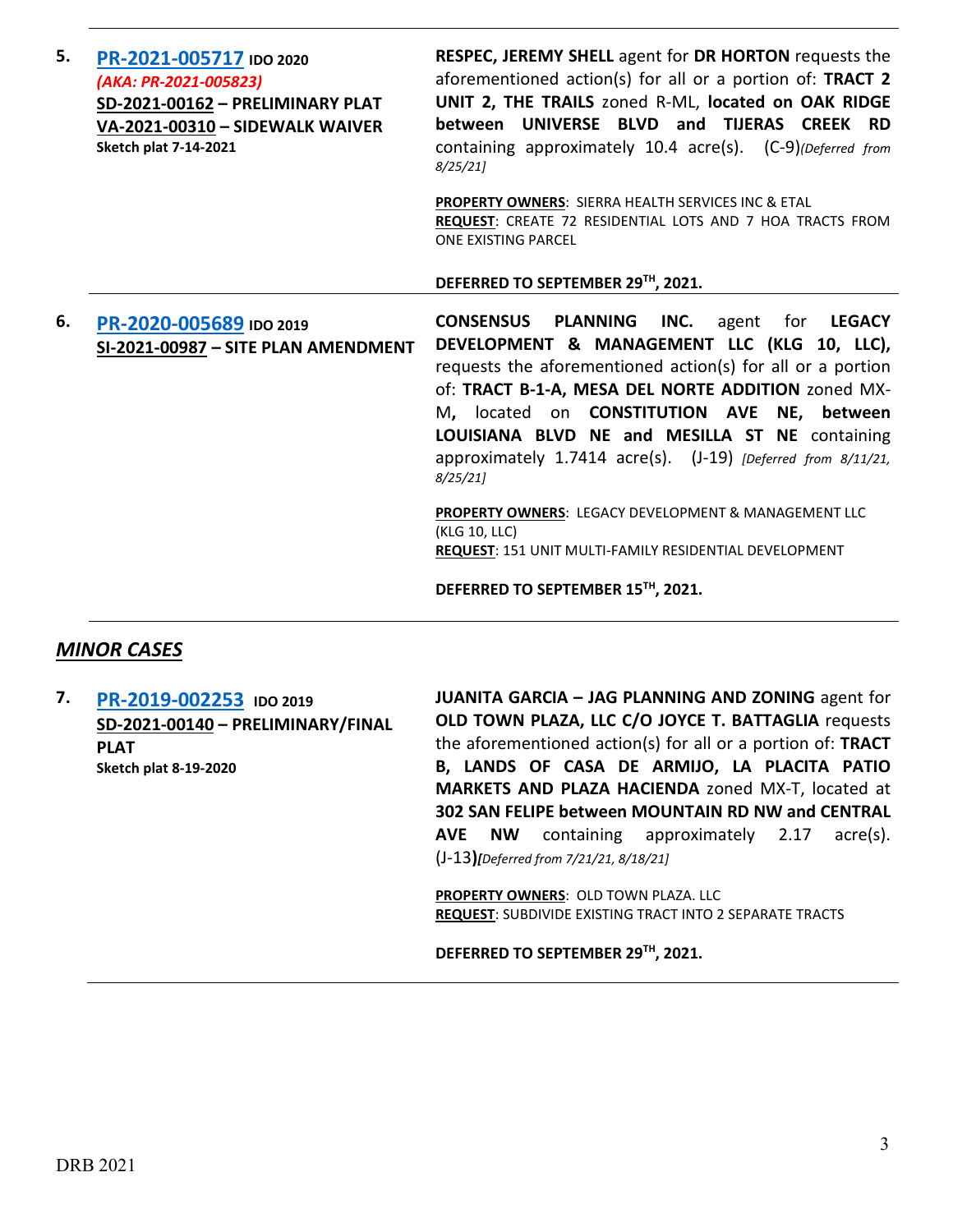**5.** **PR-2021-005717** **IDO 2020**
*(AKA: PR-2021-005823)*
**SD-2021-00162 – PRELIMINARY PLAT**
**VA-2021-00310 – SIDEWALK WAIVER**
**Sketch plat 7-14-2021**

**RESPEC, JEREMY SHELL** agent for **DR HORTON** requests the aforementioned action(s) for all or a portion of: **TRACT 2 UNIT 2, THE TRAILS** zoned R-ML, **located on OAK RIDGE between UNIVERSE BLVD and TIJERAS CREEK RD** containing approximately 10.4 acre(s). (C-9)*(Deferred from 8/25/21]*

**PROPERTY OWNERS**: SIERRA HEALTH SERVICES INC & ETAL
**REQUEST**: CREATE 72 RESIDENTIAL LOTS AND 7 HOA TRACTS FROM ONE EXISTING PARCEL

**DEFERRED TO SEPTEMBER 29TH, 2021.**

---

**6.** **PR-2020-005689** **IDO 2019**
**SI-2021-00987 – SITE PLAN AMENDMENT**

**CONSENSUS PLANNING INC.** agent for **LEGACY DEVELOPMENT & MANAGEMENT LLC (KLG 10, LLC),** requests the aforementioned action(s) for all or a portion of: **TRACT B-1-A, MESA DEL NORTE ADDITION** zoned MX-M**,** located on **CONSTITUTION AVE NE, between LOUISIANA BLVD NE and MESILLA ST NE** containing approximately 1.7414 acre(s). (J-19) *[Deferred from 8/11/21, 8/25/21]*

**PROPERTY OWNERS**: LEGACY DEVELOPMENT & MANAGEMENT LLC (KLG 10, LLC)
**REQUEST**: 151 UNIT MULTI-FAMILY RESIDENTIAL DEVELOPMENT

**DEFERRED TO SEPTEMBER 15TH, 2021.**

---

## *MINOR CASES*

**7.** **PR-2019-002253** **IDO 2019**
**SD-2021-00140 – PRELIMINARY/FINAL PLAT**
**Sketch plat 8-19-2020**

**JUANITA GARCIA – JAG PLANNING AND ZONING** agent for **OLD TOWN PLAZA, LLC C/O JOYCE T. BATTAGLIA** requests the aforementioned action(s) for all or a portion of: **TRACT B, LANDS OF CASA DE ARMIJO, LA PLACITA PATIO MARKETS AND PLAZA HACIENDA** zoned MX-T, located at **302 SAN FELIPE between MOUNTAIN RD NW and CENTRAL AVE NW** containing approximately 2.17 acre(s). (J-13)*[Deferred from 7/21/21, 8/18/21]*

**PROPERTY OWNERS**: OLD TOWN PLAZA. LLC
**REQUEST**: SUBDIVIDE EXISTING TRACT INTO 2 SEPARATE TRACTS

**DEFERRED TO SEPTEMBER 29TH, 2021.**

DRB 2021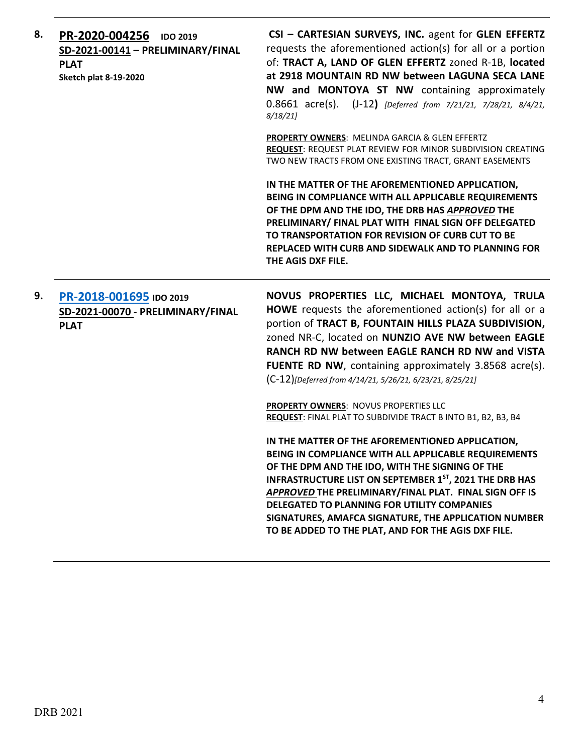8. **PR-2020-004256** **IDO 2019**
**SD-2021-00141 – PRELIMINARY/FINAL PLAT**
**Sketch plat 8-19-2020**

**CSI – CARTESIAN SURVEYS, INC.** agent for **GLEN EFFERTZ** requests the aforementioned action(s) for all or a portion of: **TRACT A, LAND OF GLEN EFFERTZ** zoned R-1B, **located at 2918 MOUNTAIN RD NW between LAGUNA SECA LANE NW and MONTOYA ST NW** containing approximately 0.8661 acre(s). (J-12**)** *[Deferred from 7/21/21, 7/28/21, 8/4/21, 8/18/21]*

**PROPERTY OWNERS**: MELINDA GARCIA & GLEN EFFERTZ
**REQUEST**: REQUEST PLAT REVIEW FOR MINOR SUBDIVISION CREATING TWO NEW TRACTS FROM ONE EXISTING TRACT, GRANT EASEMENTS

**IN THE MATTER OF THE AFOREMENTIONED APPLICATION, BEING IN COMPLIANCE WITH ALL APPLICABLE REQUIREMENTS OF THE DPM AND THE IDO, THE DRB HAS *APPROVED* THE PRELIMINARY/ FINAL PLAT WITH FINAL SIGN OFF DELEGATED TO TRANSPORTATION FOR REVISION OF CURB CUT TO BE REPLACED WITH CURB AND SIDEWALK AND TO PLANNING FOR THE AGIS DXF FILE.**

---

9. **PR-2018-001695** **IDO 2019**
**SD-2021-00070 - PRELIMINARY/FINAL PLAT**

**NOVUS PROPERTIES LLC, MICHAEL MONTOYA, TRULA HOWE** requests the aforementioned action(s) for all or a portion of **TRACT B, FOUNTAIN HILLS PLAZA SUBDIVISION,** zoned NR-C, located on **NUNZIO AVE NW between EAGLE RANCH RD NW between EAGLE RANCH RD NW and VISTA FUENTE RD NW**, containing approximately 3.8568 acre(s). (C-12)*[Deferred from 4/14/21, 5/26/21, 6/23/21, 8/25/21]*

**PROPERTY OWNERS**: NOVUS PROPERTIES LLC
**REQUEST**: FINAL PLAT TO SUBDIVIDE TRACT B INTO B1, B2, B3, B4

**IN THE MATTER OF THE AFOREMENTIONED APPLICATION, BEING IN COMPLIANCE WITH ALL APPLICABLE REQUIREMENTS OF THE DPM AND THE IDO, WITH THE SIGNING OF THE INFRASTRUCTURE LIST ON SEPTEMBER 1ST, 2021 THE DRB HAS *APPROVED* THE PRELIMINARY/FINAL PLAT. FINAL SIGN OFF IS DELEGATED TO PLANNING FOR UTILITY COMPANIES SIGNATURES, AMAFCA SIGNATURE, THE APPLICATION NUMBER TO BE ADDED TO THE PLAT, AND FOR THE AGIS DXF FILE.**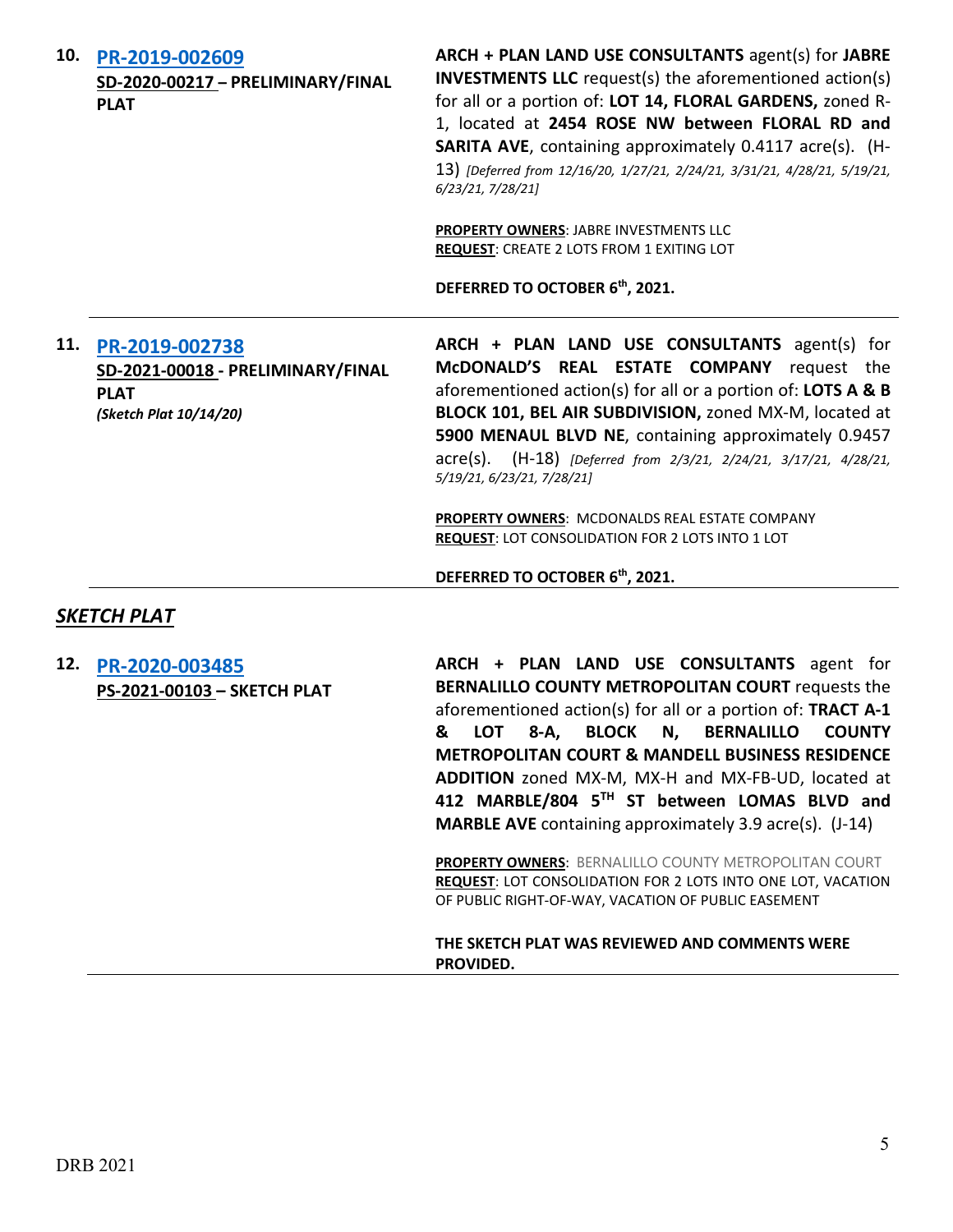**10. PR-2019-002609**
**SD-2020-00217 – PRELIMINARY/FINAL PLAT**

**ARCH + PLAN LAND USE CONSULTANTS** agent(s) for **JABRE INVESTMENTS LLC** request(s) the aforementioned action(s) for all or a portion of: **LOT 14, FLORAL GARDENS,** zoned R-1, located at **2454 ROSE NW between FLORAL RD and SARITA AVE**, containing approximately 0.4117 acre(s). (H-13) *[Deferred from 12/16/20, 1/27/21, 2/24/21, 3/31/21, 4/28/21, 5/19/21, 6/23/21, 7/28/21]*

**PROPERTY OWNERS**: JABRE INVESTMENTS LLC
**REQUEST**: CREATE 2 LOTS FROM 1 EXITING LOT

**DEFERRED TO OCTOBER 6th, 2021.**

---

**11. PR-2019-002738**
**SD-2021-00018 - PRELIMINARY/FINAL PLAT**
***(Sketch Plat 10/14/20)***

**ARCH + PLAN LAND USE CONSULTANTS** agent(s) for **McDONALD'S REAL ESTATE COMPANY** request the aforementioned action(s) for all or a portion of: **LOTS A & B BLOCK 101, BEL AIR SUBDIVISION,** zoned MX-M, located at **5900 MENAUL BLVD NE**, containing approximately 0.9457 acre(s). (H-18) *[Deferred from 2/3/21, 2/24/21, 3/17/21, 4/28/21, 5/19/21, 6/23/21, 7/28/21]*

**PROPERTY OWNERS**: MCDONALDS REAL ESTATE COMPANY
**REQUEST**: LOT CONSOLIDATION FOR 2 LOTS INTO 1 LOT

**DEFERRED TO OCTOBER 6th, 2021.**

---

## ***SKETCH PLAT***

**12. PR-2020-003485**
**PS-2021-00103 – SKETCH PLAT**

**ARCH + PLAN LAND USE CONSULTANTS** agent for **BERNALILLO COUNTY METROPOLITAN COURT** requests the aforementioned action(s) for all or a portion of: **TRACT A-1 & LOT 8-A, BLOCK N, BERNALILLO COUNTY METROPOLITAN COURT & MANDELL BUSINESS RESIDENCE ADDITION** zoned MX-M, MX-H and MX-FB-UD, located at **412 MARBLE/804 5TH ST between LOMAS BLVD and MARBLE AVE** containing approximately 3.9 acre(s). (J-14)

**PROPERTY OWNERS**: BERNALILLO COUNTY METROPOLITAN COURT
**REQUEST**: LOT CONSOLIDATION FOR 2 LOTS INTO ONE LOT, VACATION OF PUBLIC RIGHT-OF-WAY, VACATION OF PUBLIC EASEMENT

**THE SKETCH PLAT WAS REVIEWED AND COMMENTS WERE PROVIDED.**

---

DRB 2021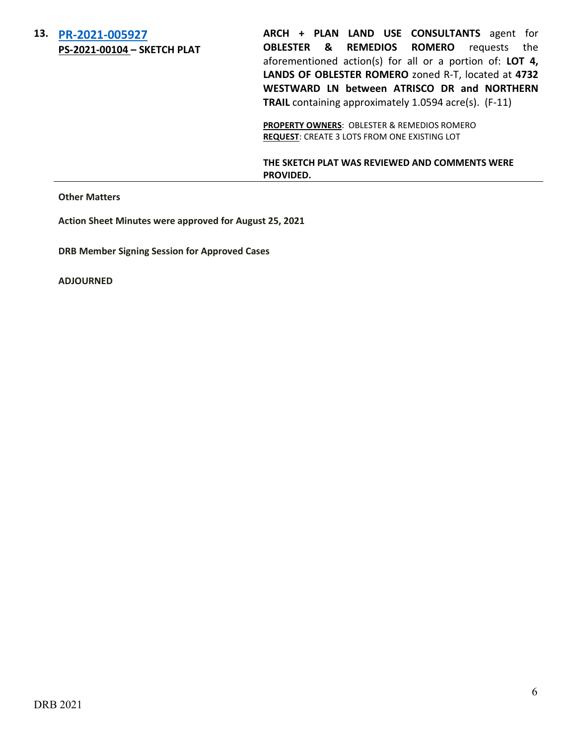**13. [PR-2021-005927](PR-2021-005927)**
**PS-2021-00104 – SKETCH PLAT**

**ARCH + PLAN LAND USE CONSULTANTS** agent for **OBLESTER & REMEDIOS ROMERO** requests the aforementioned action(s) for all or a portion of: **LOT 4, LANDS OF OBLESTER ROMERO** zoned R-T, located at **4732 WESTWARD LN between ATRISCO DR and NORTHERN TRAIL** containing approximately 1.0594 acre(s). (F-11)

**PROPERTY OWNERS**: OBLESTER & REMEDIOS ROMERO
**REQUEST**: CREATE 3 LOTS FROM ONE EXISTING LOT

**THE SKETCH PLAT WAS REVIEWED AND COMMENTS WERE PROVIDED.**

---

**Other Matters**

**Action Sheet Minutes were approved for August 25, 2021**

**DRB Member Signing Session for Approved Cases**

**ADJOURNED**